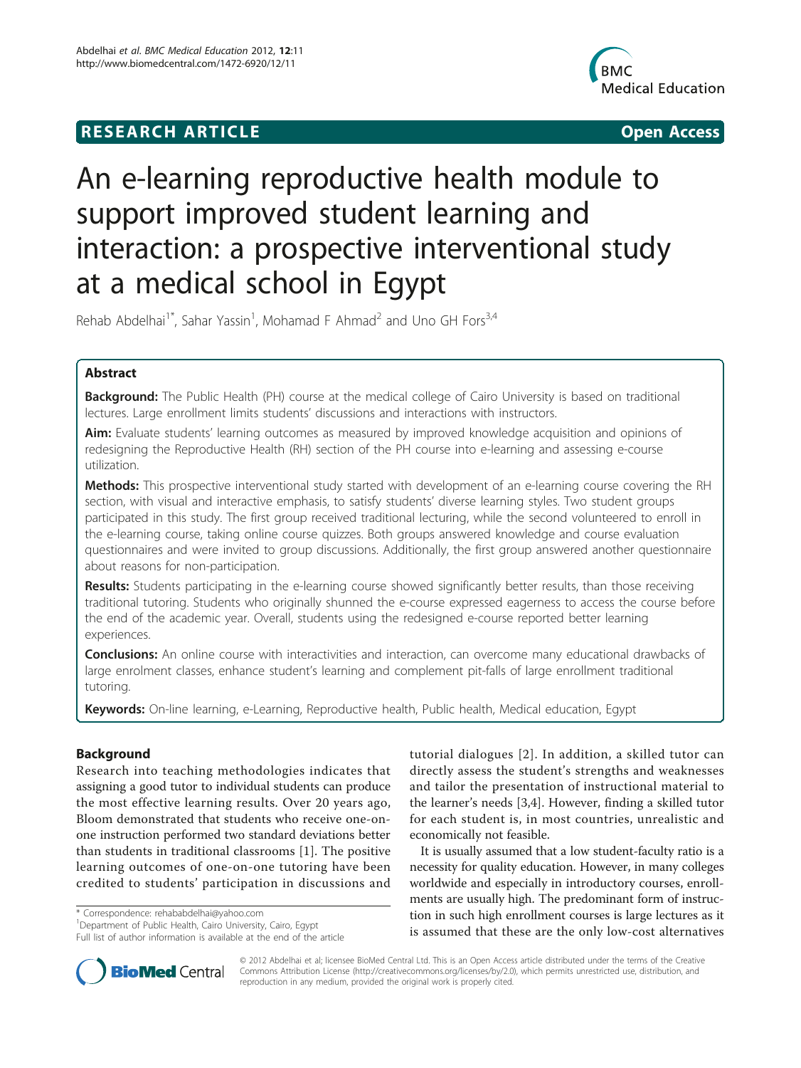RESEARCH ARTICLE Open Access

# An e-learning reproductive health module to support improved student learning and interaction: a prospective interventional study at a medical school in Egypt

Rehab Abdelhai[1*], Sahar Yassin[1], Mohamad F Ahmad[2] and Uno GH Fors[3,4]

## Abstract

**Background:** The Public Health (PH) course at the medical college of Cairo University is based on traditional lectures. Large enrollment limits students' discussions and interactions with instructors.

**Aim:** Evaluate students' learning outcomes as measured by improved knowledge acquisition and opinions of redesigning the Reproductive Health (RH) section of the PH course into e-learning and assessing e-course utilization.

**Methods:** This prospective interventional study started with development of an e-learning course covering the RH section, with visual and interactive emphasis, to satisfy students' diverse learning styles. Two student groups participated in this study. The first group received traditional lecturing, while the second volunteered to enroll in the e-learning course, taking online course quizzes. Both groups answered knowledge and course evaluation questionnaires and were invited to group discussions. Additionally, the first group answered another questionnaire about reasons for non-participation.

**Results:** Students participating in the e-learning course showed significantly better results, than those receiving traditional tutoring. Students who originally shunned the e-course expressed eagerness to access the course before the end of the academic year. Overall, students using the redesigned e-course reported better learning experiences.

**Conclusions:** An online course with interactivities and interaction, can overcome many educational drawbacks of large enrolment classes, enhance student's learning and complement pit-falls of large enrollment traditional tutoring.

**Keywords:** On-line learning, e-Learning, Reproductive health, Public health, Medical education, Egypt

## Background

Research into teaching methodologies indicates that assigning a good tutor to individual students can produce the most effective learning results. Over 20 years ago, Bloom demonstrated that students who receive one-on-one instruction performed two standard deviations better than students in traditional classrooms [1]. The positive learning outcomes of one-on-one tutoring have been credited to students' participation in discussions and tutorial dialogues [2]. In addition, a skilled tutor can directly assess the student's strengths and weaknesses and tailor the presentation of instructional material to the learner's needs [3,4]. However, finding a skilled tutor for each student is, in most countries, unrealistic and economically not feasible.

It is usually assumed that a low student-faculty ratio is a necessity for quality education. However, in many colleges worldwide and especially in introductory courses, enrollments are usually high. The predominant form of instruction in such high enrollment courses is large lectures as it is assumed that these are the only low-cost alternatives

\* Correspondence: rehababdelhai@yahoo.com
[1]Department of Public Health, Cairo University, Cairo, Egypt
Full list of author information is available at the end of the article

© 2012 Abdelhai et al; licensee BioMed Central Ltd. This is an Open Access article distributed under the terms of the Creative Commons Attribution License (http://creativecommons.org/licenses/by/2.0), which permits unrestricted use, distribution, and reproduction in any medium, provided the original work is properly cited.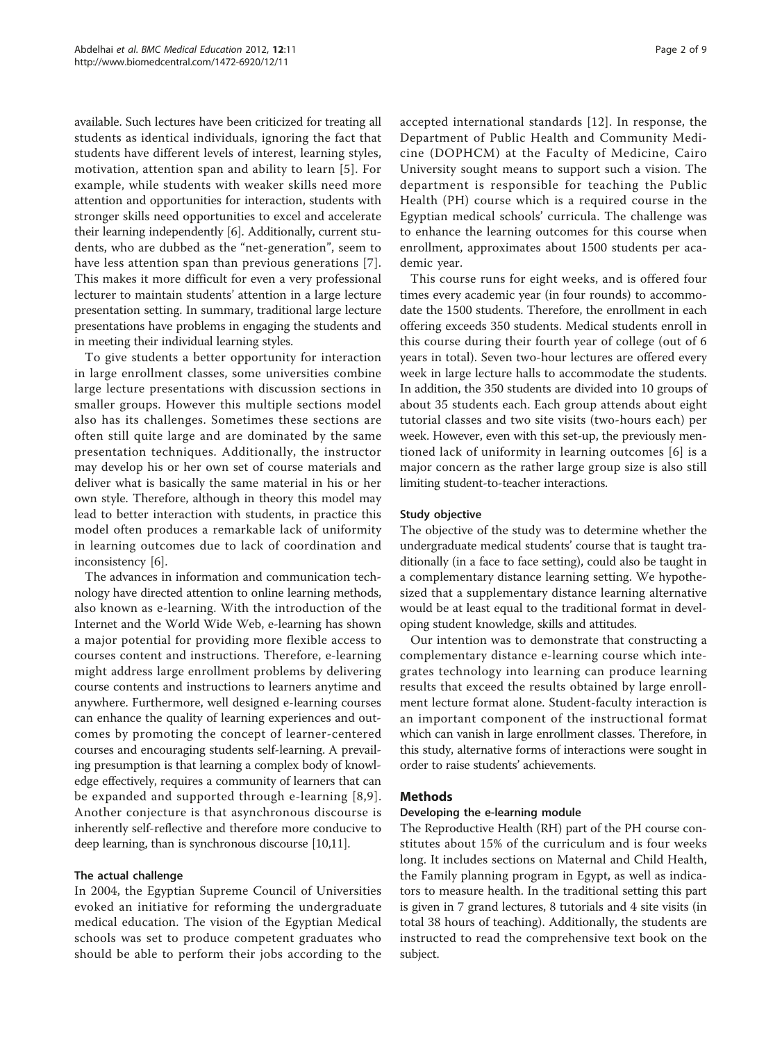available. Such lectures have been criticized for treating all students as identical individuals, ignoring the fact that students have different levels of interest, learning styles, motivation, attention span and ability to learn [5]. For example, while students with weaker skills need more attention and opportunities for interaction, students with stronger skills need opportunities to excel and accelerate their learning independently [6]. Additionally, current students, who are dubbed as the "net-generation", seem to have less attention span than previous generations [7]. This makes it more difficult for even a very professional lecturer to maintain students' attention in a large lecture presentation setting. In summary, traditional large lecture presentations have problems in engaging the students and in meeting their individual learning styles.

To give students a better opportunity for interaction in large enrollment classes, some universities combine large lecture presentations with discussion sections in smaller groups. However this multiple sections model also has its challenges. Sometimes these sections are often still quite large and are dominated by the same presentation techniques. Additionally, the instructor may develop his or her own set of course materials and deliver what is basically the same material in his or her own style. Therefore, although in theory this model may lead to better interaction with students, in practice this model often produces a remarkable lack of uniformity in learning outcomes due to lack of coordination and inconsistency [6].

The advances in information and communication technology have directed attention to online learning methods, also known as e-learning. With the introduction of the Internet and the World Wide Web, e-learning has shown a major potential for providing more flexible access to courses content and instructions. Therefore, e-learning might address large enrollment problems by delivering course contents and instructions to learners anytime and anywhere. Furthermore, well designed e-learning courses can enhance the quality of learning experiences and outcomes by promoting the concept of learner-centered courses and encouraging students self-learning. A prevailing presumption is that learning a complex body of knowledge effectively, requires a community of learners that can be expanded and supported through e-learning [8,9]. Another conjecture is that asynchronous discourse is inherently self-reflective and therefore more conducive to deep learning, than is synchronous discourse [10,11].

### The actual challenge

In 2004, the Egyptian Supreme Council of Universities evoked an initiative for reforming the undergraduate medical education. The vision of the Egyptian Medical schools was set to produce competent graduates who should be able to perform their jobs according to the accepted international standards [12]. In response, the Department of Public Health and Community Medicine (DOPHCM) at the Faculty of Medicine, Cairo University sought means to support such a vision. The department is responsible for teaching the Public Health (PH) course which is a required course in the Egyptian medical schools' curricula. The challenge was to enhance the learning outcomes for this course when enrollment, approximates about 1500 students per academic year.

This course runs for eight weeks, and is offered four times every academic year (in four rounds) to accommodate the 1500 students. Therefore, the enrollment in each offering exceeds 350 students. Medical students enroll in this course during their fourth year of college (out of 6 years in total). Seven two-hour lectures are offered every week in large lecture halls to accommodate the students. In addition, the 350 students are divided into 10 groups of about 35 students each. Each group attends about eight tutorial classes and two site visits (two-hours each) per week. However, even with this set-up, the previously mentioned lack of uniformity in learning outcomes [6] is a major concern as the rather large group size is also still limiting student-to-teacher interactions.

### Study objective

The objective of the study was to determine whether the undergraduate medical students' course that is taught traditionally (in a face to face setting), could also be taught in a complementary distance learning setting. We hypothesized that a supplementary distance learning alternative would be at least equal to the traditional format in developing student knowledge, skills and attitudes.

Our intention was to demonstrate that constructing a complementary distance e-learning course which integrates technology into learning can produce learning results that exceed the results obtained by large enrollment lecture format alone. Student-faculty interaction is an important component of the instructional format which can vanish in large enrollment classes. Therefore, in this study, alternative forms of interactions were sought in order to raise students' achievements.

## Methods

### Developing the e-learning module

The Reproductive Health (RH) part of the PH course constitutes about 15% of the curriculum and is four weeks long. It includes sections on Maternal and Child Health, the Family planning program in Egypt, as well as indicators to measure health. In the traditional setting this part is given in 7 grand lectures, 8 tutorials and 4 site visits (in total 38 hours of teaching). Additionally, the students are instructed to read the comprehensive text book on the subject.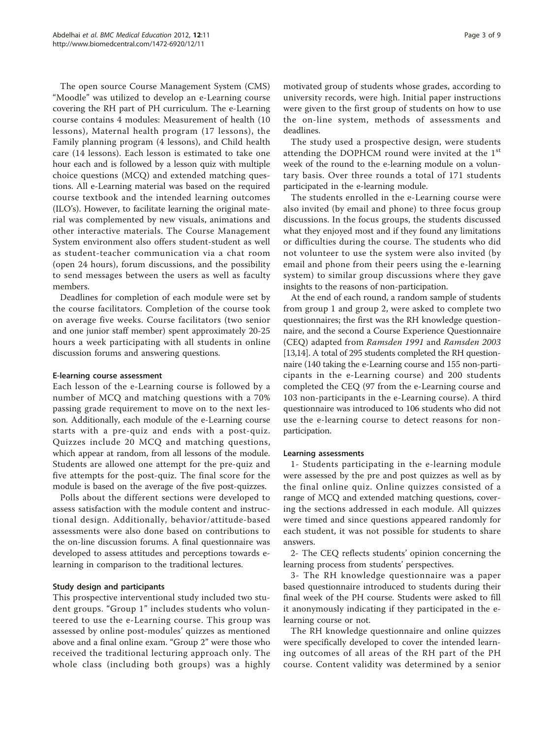The open source Course Management System (CMS) "Moodle" was utilized to develop an e-Learning course covering the RH part of PH curriculum. The e-Learning course contains 4 modules: Measurement of health (10 lessons), Maternal health program (17 lessons), the Family planning program (4 lessons), and Child health care (14 lessons). Each lesson is estimated to take one hour each and is followed by a lesson quiz with multiple choice questions (MCQ) and extended matching questions. All e-Learning material was based on the required course textbook and the intended learning outcomes (ILO's). However, to facilitate learning the original material was complemented by new visuals, animations and other interactive materials. The Course Management System environment also offers student-student as well as student-teacher communication via a chat room (open 24 hours), forum discussions, and the possibility to send messages between the users as well as faculty members.

Deadlines for completion of each module were set by the course facilitators. Completion of the course took on average five weeks. Course facilitators (two senior and one junior staff member) spent approximately 20-25 hours a week participating with all students in online discussion forums and answering questions.

#### E-learning course assessment

Each lesson of the e-Learning course is followed by a number of MCQ and matching questions with a 70% passing grade requirement to move on to the next lesson. Additionally, each module of the e-Learning course starts with a pre-quiz and ends with a post-quiz. Quizzes include 20 MCQ and matching questions, which appear at random, from all lessons of the module. Students are allowed one attempt for the pre-quiz and five attempts for the post-quiz. The final score for the module is based on the average of the five post-quizzes.

Polls about the different sections were developed to assess satisfaction with the module content and instructional design. Additionally, behavior/attitude-based assessments were also done based on contributions to the on-line discussion forums. A final questionnaire was developed to assess attitudes and perceptions towards e-learning in comparison to the traditional lectures.

#### Study design and participants

This prospective interventional study included two student groups. "Group 1" includes students who volunteered to use the e-Learning course. This group was assessed by online post-modules' quizzes as mentioned above and a final online exam. "Group 2" were those who received the traditional lecturing approach only. The whole class (including both groups) was a highly motivated group of students whose grades, according to university records, were high. Initial paper instructions were given to the first group of students on how to use the on-line system, methods of assessments and deadlines.

The study used a prospective design, were students attending the DOPHCM round were invited at the 1st week of the round to the e-learning module on a voluntary basis. Over three rounds a total of 171 students participated in the e-learning module.

The students enrolled in the e-Learning course were also invited (by email and phone) to three focus group discussions. In the focus groups, the students discussed what they enjoyed most and if they found any limitations or difficulties during the course. The students who did not volunteer to use the system were also invited (by email and phone from their peers using the e-learning system) to similar group discussions where they gave insights to the reasons of non-participation.

At the end of each round, a random sample of students from group 1 and group 2, were asked to complete two questionnaires; the first was the RH knowledge questionnaire, and the second a Course Experience Questionnaire (CEQ) adapted from *Ramsden 1991* and *Ramsden 2003* [13,14]. A total of 295 students completed the RH questionnaire (140 taking the e-Learning course and 155 non-participants in the e-Learning course) and 200 students completed the CEQ (97 from the e-Learning course and 103 non-participants in the e-Learning course). A third questionnaire was introduced to 106 students who did not use the e-learning course to detect reasons for non-participation.

#### Learning assessments

1- Students participating in the e-learning module were assessed by the pre and post quizzes as well as by the final online quiz. Online quizzes consisted of a range of MCQ and extended matching questions, covering the sections addressed in each module. All quizzes were timed and since questions appeared randomly for each student, it was not possible for students to share answers.

2- The CEQ reflects students' opinion concerning the learning process from students' perspectives.

3- The RH knowledge questionnaire was a paper based questionnaire introduced to students during their final week of the PH course. Students were asked to fill it anonymously indicating if they participated in the e-learning course or not.

The RH knowledge questionnaire and online quizzes were specifically developed to cover the intended learning outcomes of all areas of the RH part of the PH course. Content validity was determined by a senior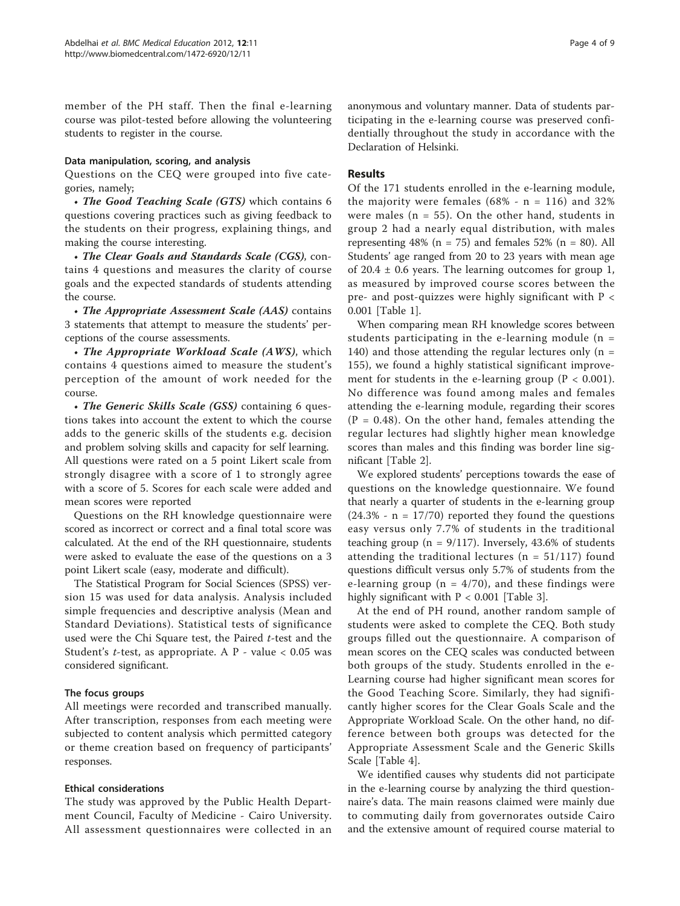member of the PH staff. Then the final e-learning course was pilot-tested before allowing the volunteering students to register in the course.

### Data manipulation, scoring, and analysis

Questions on the CEQ were grouped into five categories, namely;

• ***The Good Teaching Scale (GTS)*** which contains 6 questions covering practices such as giving feedback to the students on their progress, explaining things, and making the course interesting.

• ***The Clear Goals and Standards Scale (CGS)***, contains 4 questions and measures the clarity of course goals and the expected standards of students attending the course.

• ***The Appropriate Assessment Scale (AAS)*** contains 3 statements that attempt to measure the students' perceptions of the course assessments.

• ***The Appropriate Workload Scale (AWS)***, which contains 4 questions aimed to measure the student's perception of the amount of work needed for the course.

• ***The Generic Skills Scale (GSS)*** containing 6 questions takes into account the extent to which the course adds to the generic skills of the students e.g. decision and problem solving skills and capacity for self learning.

All questions were rated on a 5 point Likert scale from strongly disagree with a score of 1 to strongly agree with a score of 5. Scores for each scale were added and mean scores were reported

Questions on the RH knowledge questionnaire were scored as incorrect or correct and a final total score was calculated. At the end of the RH questionnaire, students were asked to evaluate the ease of the questions on a 3 point Likert scale (easy, moderate and difficult).

The Statistical Program for Social Sciences (SPSS) version 15 was used for data analysis. Analysis included simple frequencies and descriptive analysis (Mean and Standard Deviations). Statistical tests of significance used were the Chi Square test, the Paired *t*-test and the Student's *t*-test, as appropriate. A P - value < 0.05 was considered significant.

### The focus groups

All meetings were recorded and transcribed manually. After transcription, responses from each meeting were subjected to content analysis which permitted category or theme creation based on frequency of participants' responses.

### Ethical considerations

The study was approved by the Public Health Department Council, Faculty of Medicine - Cairo University. All assessment questionnaires were collected in an anonymous and voluntary manner. Data of students participating in the e-learning course was preserved confidentially throughout the study in accordance with the Declaration of Helsinki.

## Results

Of the 171 students enrolled in the e-learning module, the majority were females (68% - n = 116) and 32% were males (n = 55). On the other hand, students in group 2 had a nearly equal distribution, with males representing 48% (n = 75) and females 52% (n = 80). All Students' age ranged from 20 to 23 years with mean age of 20.4 ± 0.6 years. The learning outcomes for group 1, as measured by improved course scores between the pre- and post-quizzes were highly significant with P < 0.001 [Table 1].

When comparing mean RH knowledge scores between students participating in the e-learning module (n = 140) and those attending the regular lectures only (n = 155), we found a highly statistical significant improvement for students in the e-learning group (P < 0.001). No difference was found among males and females attending the e-learning module, regarding their scores (P = 0.48). On the other hand, females attending the regular lectures had slightly higher mean knowledge scores than males and this finding was border line significant [Table 2].

We explored students' perceptions towards the ease of questions on the knowledge questionnaire. We found that nearly a quarter of students in the e-learning group (24.3% - n = 17/70) reported they found the questions easy versus only 7.7% of students in the traditional teaching group (n = 9/117). Inversely, 43.6% of students attending the traditional lectures (n = 51/117) found questions difficult versus only 5.7% of students from the e-learning group (n = 4/70), and these findings were highly significant with P < 0.001 [Table 3].

At the end of PH round, another random sample of students were asked to complete the CEQ. Both study groups filled out the questionnaire. A comparison of mean scores on the CEQ scales was conducted between both groups of the study. Students enrolled in the e-Learning course had higher significant mean scores for the Good Teaching Score. Similarly, they had significantly higher scores for the Clear Goals Scale and the Appropriate Workload Scale. On the other hand, no difference between both groups was detected for the Appropriate Assessment Scale and the Generic Skills Scale [Table 4].

We identified causes why students did not participate in the e-learning course by analyzing the third questionnaire's data. The main reasons claimed were mainly due to commuting daily from governorates outside Cairo and the extensive amount of required course material to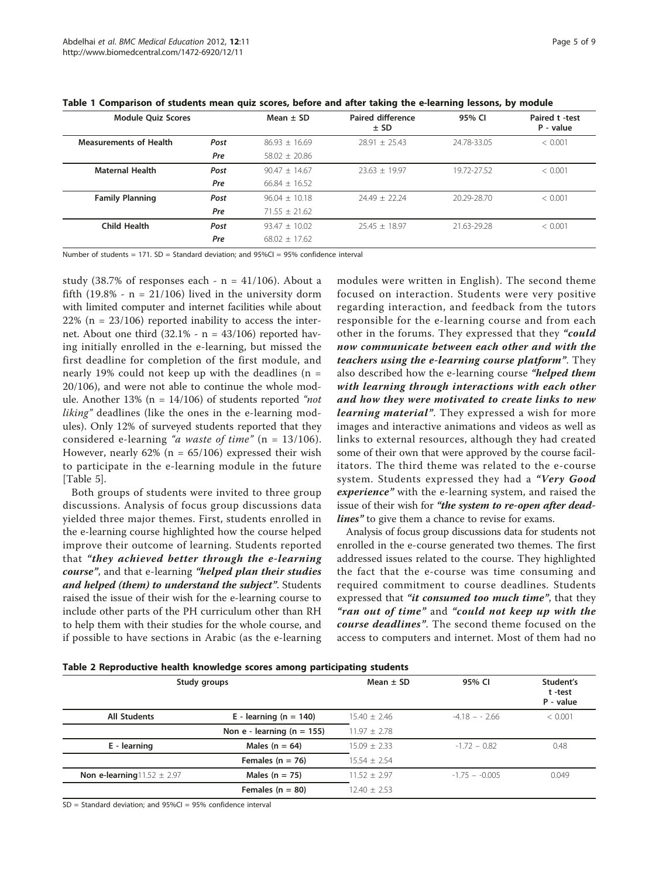**Table 1 Comparison of students mean quiz scores, before and after taking the e-learning lessons, by module**

| Module Quiz Scores | | Mean ± SD | Paired difference ± SD | 95% CI | Paired t -test P - value |
|---|---|---|---|---|---|
| **Measurements of Health** | *Post* | 86.93 ± 16.69 | 28.91 ± 25.43 | 24.78-33.05 | < 0.001 |
| | *Pre* | 58.02 ± 20.86 | | | |
| **Maternal Health** | *Post* | 90.47 ± 14.67 | 23.63 ± 19.97 | 19.72-27.52 | < 0.001 |
| | *Pre* | 66.84 ± 16.52 | | | |
| **Family Planning** | *Post* | 96.04 ± 10.18 | 24.49 ± 22.24 | 20.29-28.70 | < 0.001 |
| | *Pre* | 71.55 ± 21.62 | | | |
| **Child Health** | *Post* | 93.47 ± 10.02 | 25.45 ± 18.97 | 21.63-29.28 | < 0.001 |
| | *Pre* | 68.02 ± 17.62 | | | |

Number of students = 171. SD = Standard deviation; and 95%CI = 95% confidence interval

study (38.7% of responses each - n = 41/106). About a fifth (19.8% - n = 21/106) lived in the university dorm with limited computer and internet facilities while about 22% (n = 23/106) reported inability to access the internet. About one third (32.1% - n = 43/106) reported having initially enrolled in the e-learning, but missed the first deadline for completion of the first module, and nearly 19% could not keep up with the deadlines (n = 20/106), and were not able to continue the whole module. Another 13% (n = 14/106) of students reported *"not liking"* deadlines (like the ones in the e-learning modules). Only 12% of surveyed students reported that they considered e-learning *"a waste of time"* (n = 13/106). However, nearly 62% (n = 65/106) expressed their wish to participate in the e-learning module in the future [Table 5].

Both groups of students were invited to three group discussions. Analysis of focus group discussions data yielded three major themes. First, students enrolled in the e-learning course highlighted how the course helped improve their outcome of learning. Students reported that ***"they achieved better through the e-learning course"***, and that e-learning ***"helped plan their studies and helped (them) to understand the subject"***. Students raised the issue of their wish for the e-learning course to include other parts of the PH curriculum other than RH to help them with their studies for the whole course, and if possible to have sections in Arabic (as the e-learning modules were written in English). The second theme focused on interaction. Students were very positive regarding interaction, and feedback from the tutors responsible for the e-learning course and from each other in the forums. They expressed that they ***"could now communicate between each other and with the teachers using the e-learning course platform"***. They also described how the e-learning course ***"helped them with learning through interactions with each other and how they were motivated to create links to new learning material"***. They expressed a wish for more images and interactive animations and videos as well as links to external resources, although they had created some of their own that were approved by the course facilitators. The third theme was related to the e-course system. Students expressed they had a ***"Very Good experience"*** with the e-learning system, and raised the issue of their wish for ***"the system to re-open after deadlines"*** to give them a chance to revise for exams.

Analysis of focus group discussions data for students not enrolled in the e-course generated two themes. The first addressed issues related to the course. They highlighted the fact that the e-course was time consuming and required commitment to course deadlines. Students expressed that ***"it consumed too much time"***, that they ***"ran out of time"*** and ***"could not keep up with the course deadlines"***. The second theme focused on the access to computers and internet. Most of them had no

**Table 2 Reproductive health knowledge scores among participating students**

| Study groups | | Mean ± SD | 95% CI | Student's t -test P - value |
|---|---|---|---|---|
| **All Students** | **E - learning (n = 140)** | 15.40 ± 2.46 | -4.18 – - 2.66 | < 0.001 |
| | **Non e - learning (n = 155)** | 11.97 ± 2.78 | | |
| **E - learning** | **Males (n = 64)** | 15.09 ± 2.33 | -1.72 – 0.82 | 0.48 |
| | **Females (n = 76)** | 15.54 ± 2.54 | | |
| **Non e-learning** 11.52 ± 2.97 | **Males (n = 75)** | 11.52 ± 2.97 | -1.75 – -0.005 | 0.049 |
| | **Females (n = 80)** | 12.40 ± 2.53 | | |

SD = Standard deviation; and 95%CI = 95% confidence interval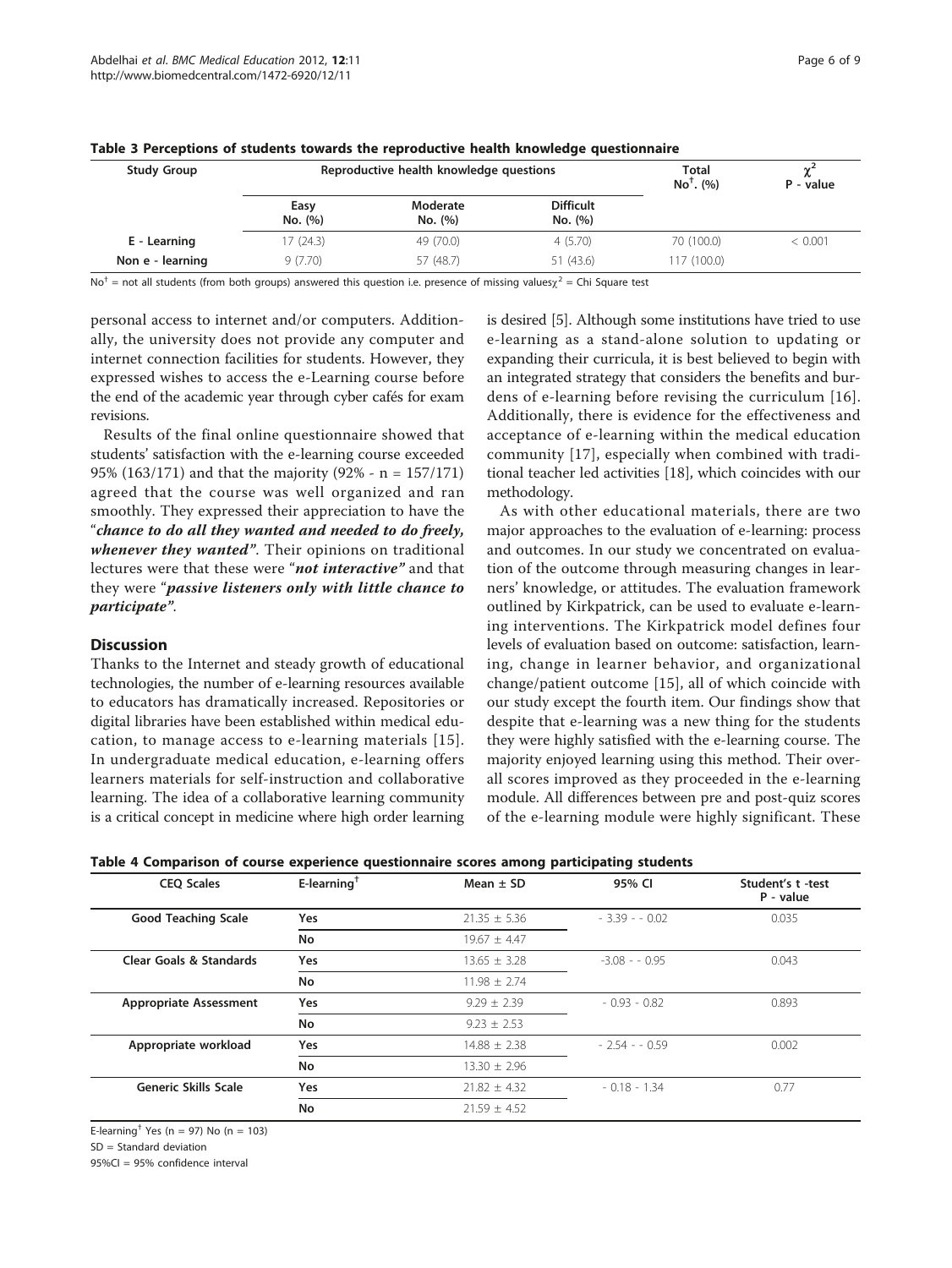**Table 3 Perceptions of students towards the reproductive health knowledge questionnaire**

| Study Group | Reproductive health knowledge questions | | | Total No[†]. (%) | $\chi^2$ P - value |
|---|---|---|---|---|---|
| | Easy No. (%) | Moderate No. (%) | Difficult No. (%) | | |
| E - Learning | 17 (24.3) | 49 (70.0) | 4 (5.70) | 70 (100.0) | < 0.001 |
| Non e - learning | 9 (7.70) | 57 (48.7) | 51 (43.6) | 117 (100.0) | |

No[†] = not all students (from both groups) answered this question i.e. presence of missing values$\chi^2$ = Chi Square test

personal access to internet and/or computers. Additionally, the university does not provide any computer and internet connection facilities for students. However, they expressed wishes to access the e-Learning course before the end of the academic year through cyber cafés for exam revisions.

Results of the final online questionnaire showed that students' satisfaction with the e-learning course exceeded 95% (163/171) and that the majority (92% - n = 157/171) agreed that the course was well organized and ran smoothly. They expressed their appreciation to have the "***chance to do all they wanted and needed to do freely, whenever they wanted***". Their opinions on traditional lectures were that these were "***not interactive***" and that they were "***passive listeners only with little chance to participate***".

## Discussion

Thanks to the Internet and steady growth of educational technologies, the number of e-learning resources available to educators has dramatically increased. Repositories or digital libraries have been established within medical education, to manage access to e-learning materials [15]. In undergraduate medical education, e-learning offers learners materials for self-instruction and collaborative learning. The idea of a collaborative learning community is a critical concept in medicine where high order learning is desired [5]. Although some institutions have tried to use e-learning as a stand-alone solution to updating or expanding their curricula, it is best believed to begin with an integrated strategy that considers the benefits and burdens of e-learning before revising the curriculum [16]. Additionally, there is evidence for the effectiveness and acceptance of e-learning within the medical education community [17], especially when combined with traditional teacher led activities [18], which coincides with our methodology.

As with other educational materials, there are two major approaches to the evaluation of e-learning: process and outcomes. In our study we concentrated on evaluation of the outcome through measuring changes in learners' knowledge, or attitudes. The evaluation framework outlined by Kirkpatrick, can be used to evaluate e-learning interventions. The Kirkpatrick model defines four levels of evaluation based on outcome: satisfaction, learning, change in learner behavior, and organizational change/patient outcome [15], all of which coincide with our study except the fourth item. Our findings show that despite that e-learning was a new thing for the students they were highly satisfied with the e-learning course. The majority enjoyed learning using this method. Their overall scores improved as they proceeded in the e-learning module. All differences between pre and post-quiz scores of the e-learning module were highly significant. These

**Table 4 Comparison of course experience questionnaire scores among participating students**

| CEQ Scales | E-learning[†] | Mean ± SD | 95% CI | Student's t -test P - value |
|---|---|---|---|---|
| Good Teaching Scale | Yes | 21.35 ± 5.36 | - 3.39 - - 0.02 | 0.035 |
| | No | 19.67 ± 4.47 | | |
| Clear Goals & Standards | Yes | 13.65 ± 3.28 | -3.08 - - 0.95 | 0.043 |
| | No | 11.98 ± 2.74 | | |
| Appropriate Assessment | Yes | 9.29 ± 2.39 | - 0.93 - 0.82 | 0.893 |
| | No | 9.23 ± 2.53 | | |
| Appropriate workload | Yes | 14.88 ± 2.38 | - 2.54 - - 0.59 | 0.002 |
| | No | 13.30 ± 2.96 | | |
| Generic Skills Scale | Yes | 21.82 ± 4.32 | - 0.18 - 1.34 | 0.77 |
| | No | 21.59 ± 4.52 | | |

E-learning[†] Yes (n = 97) No (n = 103)

SD = Standard deviation

95%CI = 95% confidence interval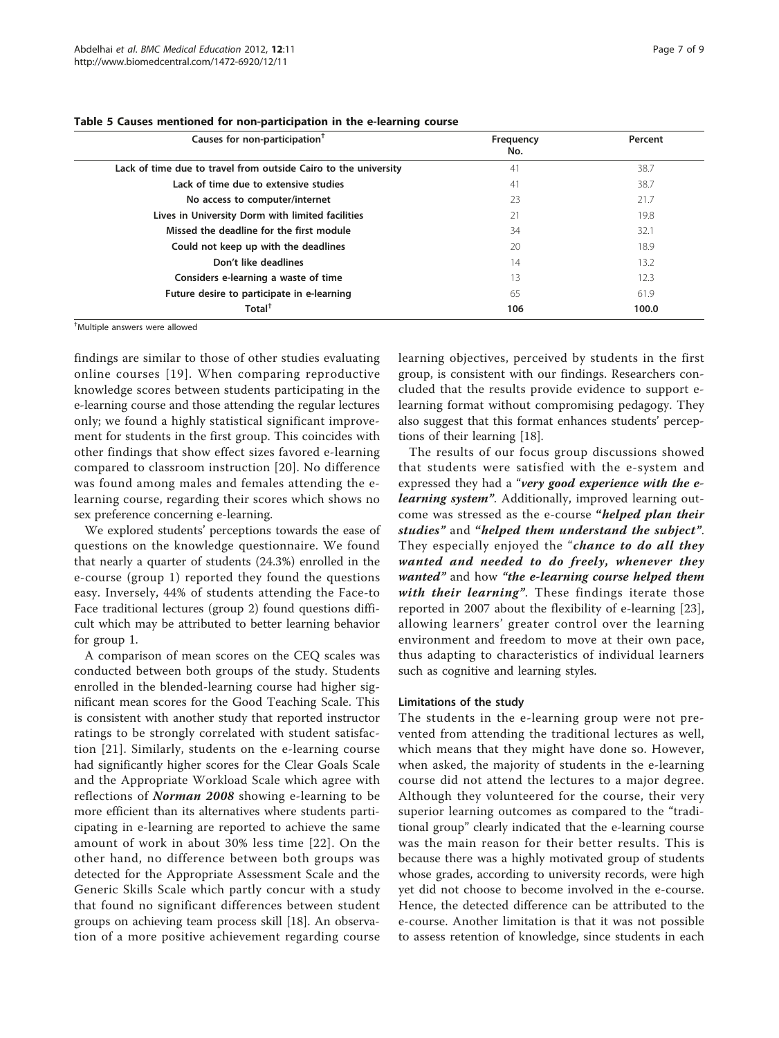**Table 5 Causes mentioned for non-participation in the e-learning course**

| Causes for non-participation[†] | Frequency No. | Percent |
|---|---|---|
| Lack of time due to travel from outside Cairo to the university | 41 | 38.7 |
| Lack of time due to extensive studies | 41 | 38.7 |
| No access to computer/internet | 23 | 21.7 |
| Lives in University Dorm with limited facilities | 21 | 19.8 |
| Missed the deadline for the first module | 34 | 32.1 |
| Could not keep up with the deadlines | 20 | 18.9 |
| Don't like deadlines | 14 | 13.2 |
| Considers e-learning a waste of time | 13 | 12.3 |
| Future desire to participate in e-learning | 65 | 61.9 |
| **Total**[†] | **106** | **100.0** |

[†]Multiple answers were allowed

findings are similar to those of other studies evaluating online courses [19]. When comparing reproductive knowledge scores between students participating in the e-learning course and those attending the regular lectures only; we found a highly statistical significant improvement for students in the first group. This coincides with other findings that show effect sizes favored e-learning compared to classroom instruction [20]. No difference was found among males and females attending the e-learning course, regarding their scores which shows no sex preference concerning e-learning.

We explored students' perceptions towards the ease of questions on the knowledge questionnaire. We found that nearly a quarter of students (24.3%) enrolled in the e-course (group 1) reported they found the questions easy. Inversely, 44% of students attending the Face-to Face traditional lectures (group 2) found questions difficult which may be attributed to better learning behavior for group 1.

A comparison of mean scores on the CEQ scales was conducted between both groups of the study. Students enrolled in the blended-learning course had higher significant mean scores for the Good Teaching Scale. This is consistent with another study that reported instructor ratings to be strongly correlated with student satisfaction [21]. Similarly, students on the e-learning course had significantly higher scores for the Clear Goals Scale and the Appropriate Workload Scale which agree with reflections of ***Norman 2008*** showing e-learning to be more efficient than its alternatives where students participating in e-learning are reported to achieve the same amount of work in about 30% less time [22]. On the other hand, no difference between both groups was detected for the Appropriate Assessment Scale and the Generic Skills Scale which partly concur with a study that found no significant differences between student groups on achieving team process skill [18]. An observation of a more positive achievement regarding course learning objectives, perceived by students in the first group, is consistent with our findings. Researchers concluded that the results provide evidence to support e-learning format without compromising pedagogy. They also suggest that this format enhances students' perceptions of their learning [18].

The results of our focus group discussions showed that students were satisfied with the e-system and expressed they had a "***very good experience with the e-learning system***". Additionally, improved learning outcome was stressed as the e-course "***helped plan their studies***" and "***helped them understand the subject***". They especially enjoyed the "***chance to do all they wanted and needed to do freely, whenever they wanted***" and how "***the e-learning course helped them with their learning***". These findings iterate those reported in 2007 about the flexibility of e-learning [23], allowing learners' greater control over the learning environment and freedom to move at their own pace, thus adapting to characteristics of individual learners such as cognitive and learning styles.

### Limitations of the study

The students in the e-learning group were not prevented from attending the traditional lectures as well, which means that they might have done so. However, when asked, the majority of students in the e-learning course did not attend the lectures to a major degree. Although they volunteered for the course, their very superior learning outcomes as compared to the "traditional group" clearly indicated that the e-learning course was the main reason for their better results. This is because there was a highly motivated group of students whose grades, according to university records, were high yet did not choose to become involved in the e-course. Hence, the detected difference can be attributed to the e-course. Another limitation is that it was not possible to assess retention of knowledge, since students in each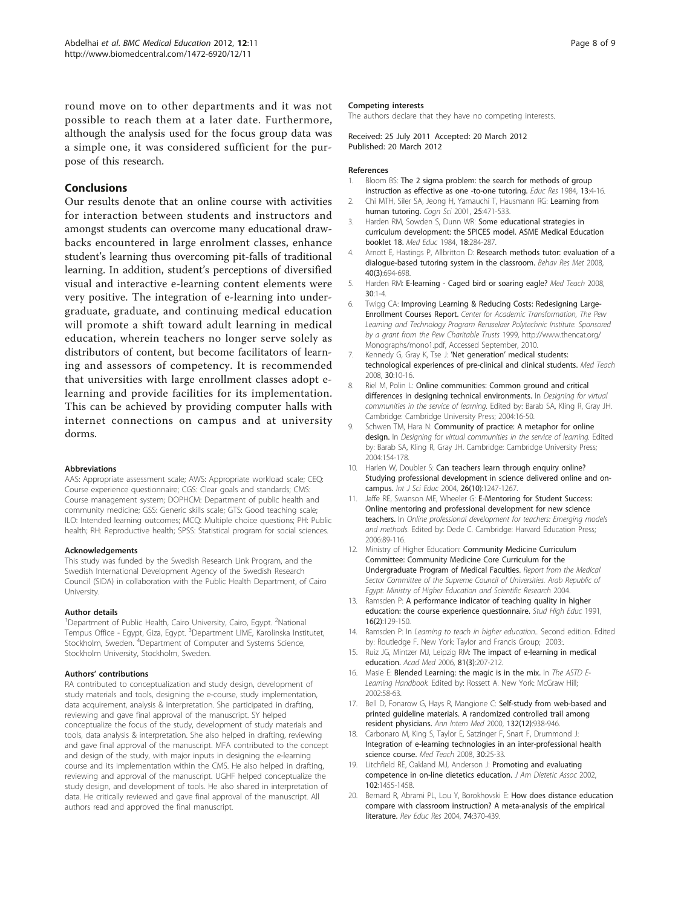round move on to other departments and it was not possible to reach them at a later date. Furthermore, although the analysis used for the focus group data was a simple one, it was considered sufficient for the purpose of this research.

## Conclusions

Our results denote that an online course with activities for interaction between students and instructors and amongst students can overcome many educational drawbacks encountered in large enrolment classes, enhance student's learning thus overcoming pit-falls of traditional learning. In addition, student's perceptions of diversified visual and interactive e-learning content elements were very positive. The integration of e-learning into undergraduate, graduate, and continuing medical education will promote a shift toward adult learning in medical education, wherein teachers no longer serve solely as distributors of content, but become facilitators of learning and assessors of competency. It is recommended that universities with large enrollment classes adopt e-learning and provide facilities for its implementation. This can be achieved by providing computer halls with internet connections on campus and at university dorms.

#### Abbreviations

AAS: Appropriate assessment scale; AWS: Appropriate workload scale; CEQ: Course experience questionnaire; CGS: Clear goals and standards; CMS: Course management system; DOPHCM: Department of public health and community medicine; GSS: Generic skills scale; GTS: Good teaching scale; ILO: Intended learning outcomes; MCQ: Multiple choice questions; PH: Public health; RH: Reproductive health; SPSS: Statistical program for social sciences.

#### Acknowledgements

This study was funded by the Swedish Research Link Program, and the Swedish International Development Agency of the Swedish Research Council (SIDA) in collaboration with the Public Health Department, of Cairo University.

#### Author details

[1]Department of Public Health, Cairo University, Cairo, Egypt. [2]National Tempus Office - Egypt, Giza, Egypt. [3]Department LIME, Karolinska Institutet, Stockholm, Sweden. [4]Department of Computer and Systems Science, Stockholm University, Stockholm, Sweden.

#### Authors' contributions

RA contributed to conceptualization and study design, development of study materials and tools, designing the e-course, study implementation, data acquirement, analysis & interpretation. She participated in drafting, reviewing and gave final approval of the manuscript. SY helped conceptualize the focus of the study, development of study materials and tools, data analysis & interpretation. She also helped in drafting, reviewing and gave final approval of the manuscript. MFA contributed to the concept and design of the study, with major inputs in designing the e-learning course and its implementation within the CMS. He also helped in drafting, reviewing and approval of the manuscript. UGHF helped conceptualize the study design, and development of tools. He also shared in interpretation of data. He critically reviewed and gave final approval of the manuscript. All authors read and approved the final manuscript.

#### Competing interests

The authors declare that they have no competing interests.

Received: 25 July 2011 Accepted: 20 March 2012
Published: 20 March 2012

#### References

1. Bloom BS: **The 2 sigma problem: the search for methods of group instruction as effective as one -to-one tutoring.** *Educ Res* 1984, **13**:4-16.
2. Chi MTH, Siler SA, Jeong H, Yamauchi T, Hausmann RG: **Learning from human tutoring.** *Cogn Sci* 2001, **25**:471-533.
3. Harden RM, Sowden S, Dunn WR: **Some educational strategies in curriculum development: the SPICES model. ASME Medical Education booklet 18.** *Med Educ* 1984, **18**:284-287.
4. Arnott E, Hastings P, Allbritton D: **Research methods tutor: evaluation of a dialogue-based tutoring system in the classroom.** *Behav Res Met* 2008, **40(3)**:694-698.
5. Harden RM: **E-learning - Caged bird or soaring eagle?** *Med Teach* 2008, **30**:1-4.
6. Twigg CA: **Improving Learning & Reducing Costs: Redesigning Large-Enrollment Courses Report.** *Center for Academic Transformation, The Pew Learning and Technology Program Rensselaer Polytechnic Institute. Sponsored by a grant from the Pew Charitable Trusts* 1999, http://www.thencat.org/Monographs/mono1.pdf, Accessed September, 2010.
7. Kennedy G, Gray K, Tse J: **'Net generation' medical students: technological experiences of pre-clinical and clinical students.** *Med Teach* 2008, **30**:10-16.
8. Riel M, Polin L: **Online communities: Common ground and critical differences in designing technical environments.** In *Designing for virtual communities in the service of learning.* Edited by: Barab SA, Kling R, Gray JH. Cambridge: Cambridge University Press; 2004:16-50.
9. Schwen TM, Hara N: **Community of practice: A metaphor for online design.** In *Designing for virtual communities in the service of learning.* Edited by: Barab SA, Kling R, Gray JH. Cambridge: Cambridge University Press; 2004:154-178.
10. Harlen W, Doubler S: **Can teachers learn through enquiry online? Studying professional development in science delivered online and on-campus.** *Int J Sci Educ* 2004, **26(10)**:1247-1267.
11. Jaffe RE, Swanson ME, Wheeler G: **E-Mentoring for Student Success: Online mentoring and professional development for new science teachers.** In *Online professional development for teachers: Emerging models and methods.* Edited by: Dede C. Cambridge: Harvard Education Press; 2006:89-116.
12. Ministry of Higher Education: **Community Medicine Curriculum Committee: Community Medicine Core Curriculum for the Undergraduate Program of Medical Faculties.** *Report from the Medical Sector Committee of the Supreme Council of Universities. Arab Republic of Egypt: Ministry of Higher Education and Scientific Research* 2004.
13. Ramsden P: **A performance indicator of teaching quality in higher education: the course experience questionnaire.** *Stud High Educ* 1991, **16(2)**:129-150.
14. Ramsden P: In *Learning to teach in higher education.* Second edition. Edited by: Routledge F. New York: Taylor and Francis Group; 2003:.
15. Ruiz JG, Mintzer MJ, Leipzig RM: **The impact of e-learning in medical education.** *Acad Med* 2006, **81(3)**:207-212.
16. Masie E: **Blended Learning: the magic is in the mix.** In *The ASTD E-Learning Handbook.* Edited by: Rossett A. New York: McGraw Hill; 2002:58-63.
17. Bell D, Fonarow G, Hays R, Mangione C: **Self-study from web-based and printed guideline materials. A randomized controlled trail among resident physicians.** *Ann Intern Med* 2000, **132(12)**:938-946.
18. Carbonaro M, King S, Taylor E, Satzinger F, Snart F, Drummond J: **Integration of e-learning technologies in an inter-professional health science course.** *Med Teach* 2008, **30**:25-33.
19. Litchfield RE, Oakland MJ, Anderson J: **Promoting and evaluating competence in on-line dietetics education.** *J Am Dietetic Assoc* 2002, **102**:1455-1458.
20. Bernard R, Abrami PL, Lou Y, Borokhovski E: **How does distance education compare with classroom instruction? A meta-analysis of the empirical literature.** *Rev Educ Res* 2004, **74**:370-439.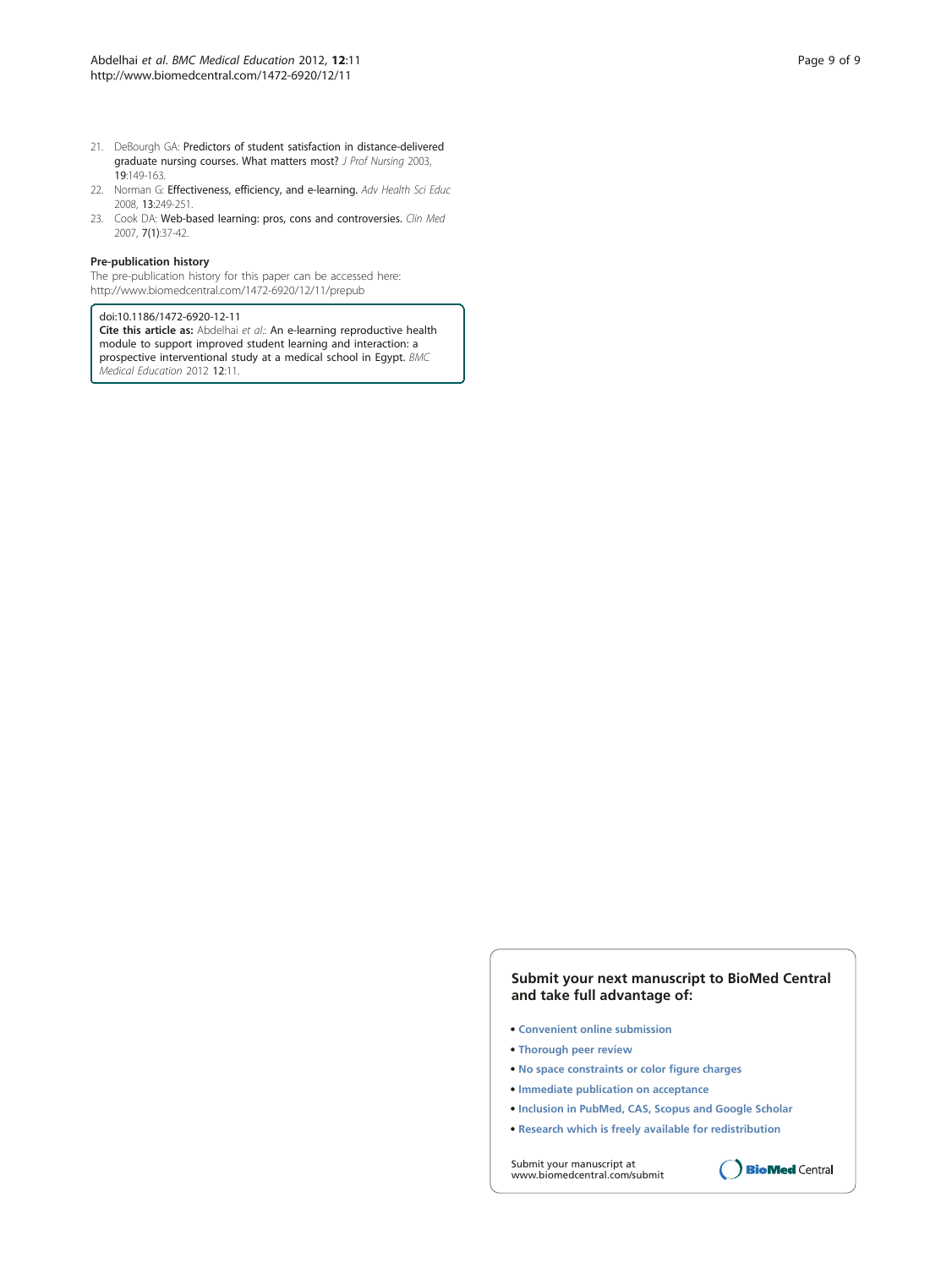21. DeBourgh GA: **Predictors of student satisfaction in distance-delivered graduate nursing courses. What matters most?** *J Prof Nursing* 2003, **19**:149-163.
22. Norman G: **Effectiveness, efficiency, and e-learning.** *Adv Health Sci Educ* 2008, **13**:249-251.
23. Cook DA: **Web-based learning: pros, cons and controversies.** *Clin Med* 2007, **7(1)**:37-42.

### Pre-publication history

The pre-publication history for this paper can be accessed here:
http://www.biomedcentral.com/1472-6920/12/11/prepub

doi:10.1186/1472-6920-12-11

**Cite this article as:** Abdelhai *et al.*: An e-learning reproductive health module to support improved student learning and interaction: a prospective interventional study at a medical school in Egypt. *BMC Medical Education* 2012 **12**:11.

**Submit your next manuscript to BioMed Central and take full advantage of:**

- **Convenient online submission**
- **Thorough peer review**
- **No space constraints or color figure charges**
- **Immediate publication on acceptance**
- **Inclusion in PubMed, CAS, Scopus and Google Scholar**
- **Research which is freely available for redistribution**

Submit your manuscript at
www.biomedcentral.com/submit

BioMed Central